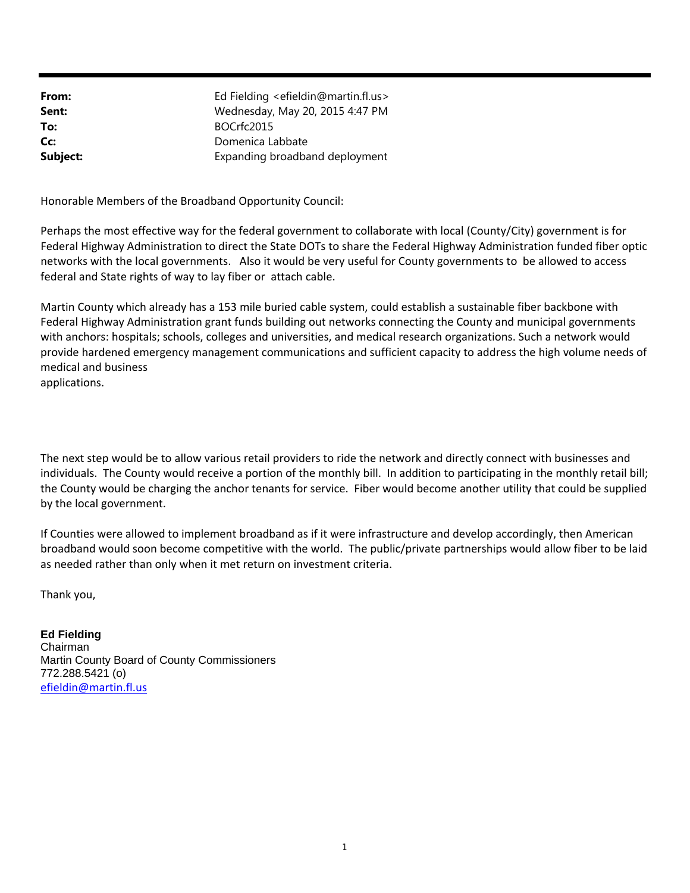| | |
|---|---|
| **From:** | Ed Fielding <efieldin@martin.fl.us> |
| **Sent:** | Wednesday, May 20, 2015 4:47 PM |
| **To:** | BOCrfc2015 |
| **Cc:** | Domenica Labbate |
| **Subject:** | Expanding broadband deployment |

Honorable Members of the Broadband Opportunity Council:

Perhaps the most effective way for the federal government to collaborate with local (County/City) government is for Federal Highway Administration to direct the State DOTs to share the Federal Highway Administration funded fiber optic networks with the local governments. Also it would be very useful for County governments to be allowed to access federal and State rights of way to lay fiber or attach cable.

Martin County which already has a 153 mile buried cable system, could establish a sustainable fiber backbone with Federal Highway Administration grant funds building out networks connecting the County and municipal governments with anchors: hospitals; schools, colleges and universities, and medical research organizations. Such a network would provide hardened emergency management communications and sufficient capacity to address the high volume needs of medical and business applications.

The next step would be to allow various retail providers to ride the network and directly connect with businesses and individuals. The County would receive a portion of the monthly bill. In addition to participating in the monthly retail bill; the County would be charging the anchor tenants for service. Fiber would become another utility that could be supplied by the local government.

If Counties were allowed to implement broadband as if it were infrastructure and develop accordingly, then American broadband would soon become competitive with the world. The public/private partnerships would allow fiber to be laid as needed rather than only when it met return on investment criteria.

Thank you,

**Ed Fielding**
Chairman
Martin County Board of County Commissioners
772.288.5421 (o)
efieldin@martin.fl.us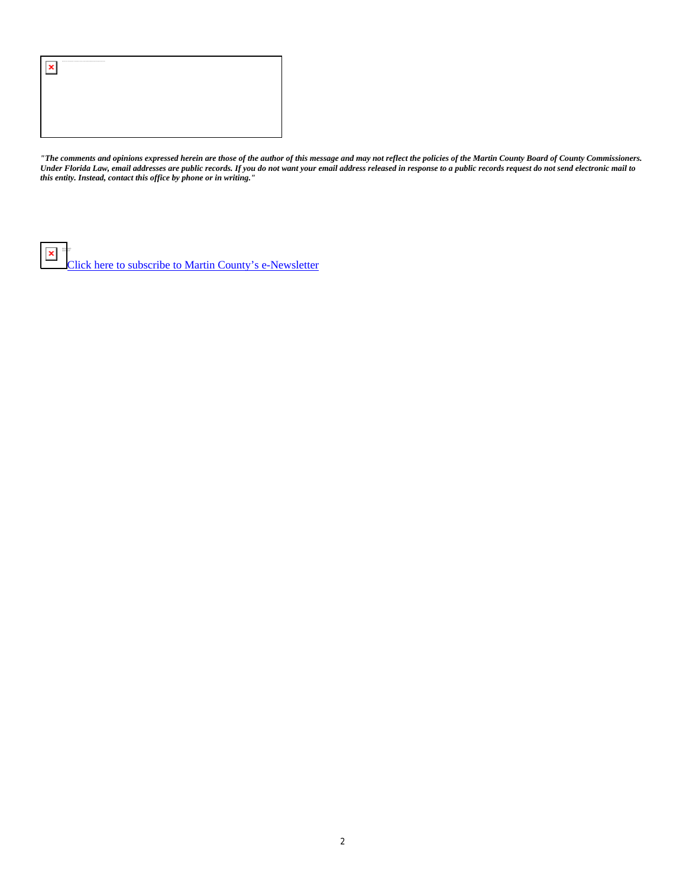*"The comments and opinions expressed herein are those of the author of this message and may not reflect the policies of the Martin County Board of County Commissioners. Under Florida Law, email addresses are public records. If you do not want your email address released in response to a public records request do not send electronic mail to this entity. Instead, contact this office by phone or in writing."*

Click here to subscribe to Martin County's e-Newsletter